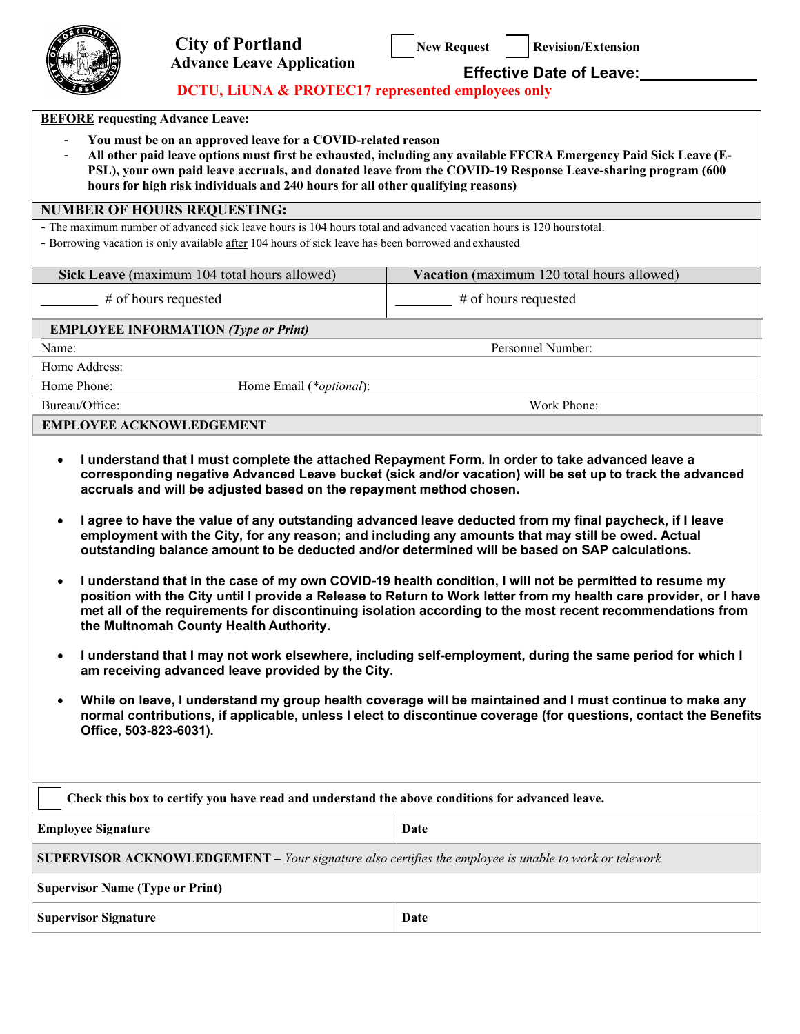# City of Portland
## Advance Leave Application

☐ New Request ☐ Revision/Extension

**Effective Date of Leave:**\_\_\_\_\_\_\_\_\_\_\_\_\_\_

**DCTU, LiUNA & PROTEC17 represented employees only**

**BEFORE requesting Advance Leave:**

- **You must be on an approved leave for a COVID-related reason**
- **All other paid leave options must first be exhausted, including any available FFCRA Emergency Paid Sick Leave (E-PSL), your own paid leave accruals, and donated leave from the COVID-19 Response Leave-sharing program (600 hours for high risk individuals and 240 hours for all other qualifying reasons)**

**NUMBER OF HOURS REQUESTING:**

- The maximum number of advanced sick leave hours is 104 hours total and advanced vacation hours is 120 hours total.
- Borrowing vacation is only available after 104 hours of sick leave has been borrowed and exhausted

| **Sick Leave** (maximum 104 total hours allowed) | **Vacation** (maximum 120 total hours allowed) |
|---|---|
| \_\_\_\_\_\_\_\_ # of hours requested | \_\_\_\_\_\_\_\_ # of hours requested |

**EMPLOYEE INFORMATION** ***(Type or Print)***

| | |
|---|---|
| Name: | Personnel Number: |
| Home Address: | |
| Home Phone: Home Email (*optional): | |
| Bureau/Office: | Work Phone: |

**EMPLOYEE ACKNOWLEDGEMENT**

- **I understand that I must complete the attached Repayment Form. In order to take advanced leave a corresponding negative Advanced Leave bucket (sick and/or vacation) will be set up to track the advanced accruals and will be adjusted based on the repayment method chosen.**
- **I agree to have the value of any outstanding advanced leave deducted from my final paycheck, if I leave employment with the City, for any reason; and including any amounts that may still be owed. Actual outstanding balance amount to be deducted and/or determined will be based on SAP calculations.**
- **I understand that in the case of my own COVID-19 health condition, I will not be permitted to resume my position with the City until I provide a Release to Return to Work letter from my health care provider, or I have met all of the requirements for discontinuing isolation according to the most recent recommendations from the Multnomah County Health Authority.**
- **I understand that I may not work elsewhere, including self-employment, during the same period for which I am receiving advanced leave provided by the City.**
- **While on leave, I understand my group health coverage will be maintained and I must continue to make any normal contributions, if applicable, unless I elect to discontinue coverage (for questions, contact the Benefits Office, 503-823-6031).**

☐ **Check this box to certify you have read and understand the above conditions for advanced leave.**

| | |
|---|---|
| **Employee Signature** | **Date** |

**SUPERVISOR ACKNOWLEDGEMENT** – *Your signature also certifies the employee is unable to work or telework*

| | |
|---|---|
| **Supervisor Name (Type or Print)** | |
| **Supervisor Signature** | **Date** |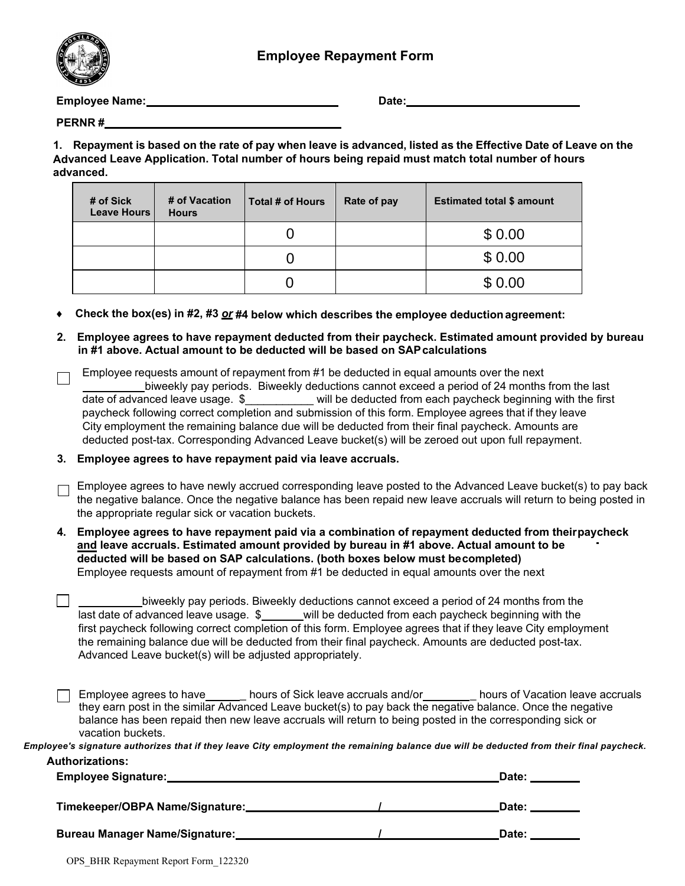# Employee Repayment Form

**Employee Name:** ______________________________ **Date:** ____________________________

**PERNR #** ____________________________________

**1. Repayment is based on the rate of pay when leave is advanced, listed as the Effective Date of Leave on the Advanced Leave Application. Total number of hours being repaid must match total number of hours advanced.**

| # of Sick Leave Hours | # of Vacation Hours | Total # of Hours | Rate of pay | Estimated total $ amount |
|---|---|---|---|---|
| | | 0 | | $ 0.00 |
| | | 0 | | $ 0.00 |
| | | 0 | | $ 0.00 |

- **Check the box(es) in #2, #3 *or* #4 below which describes the employee deduction agreement:**

**2. Employee agrees to have repayment deducted from their paycheck. Estimated amount provided by bureau in #1 above. Actual amount to be deducted will be based on SAP calculations**

☐ Employee requests amount of repayment from #1 be deducted in equal amounts over the next __________biweekly pay periods. Biweekly deductions cannot exceed a period of 24 months from the last date of advanced leave usage. $___________ will be deducted from each paycheck beginning with the first paycheck following correct completion and submission of this form. Employee agrees that if they leave City employment the remaining balance due will be deducted from their final paycheck. Amounts are deducted post-tax. Corresponding Advanced Leave bucket(s) will be zeroed out upon full repayment.

**3. Employee agrees to have repayment paid via leave accruals.**

☐ Employee agrees to have newly accrued corresponding leave posted to the Advanced Leave bucket(s) to pay back the negative balance. Once the negative balance has been repaid new leave accruals will return to being posted in the appropriate regular sick or vacation buckets.

**4. Employee agrees to have repayment paid via a combination of repayment deducted from their paycheck <u>and</u> leave accruals. Estimated amount provided by bureau in #1 above. Actual amount to be deducted will be based on SAP calculations. (both boxes below must be completed)**

Employee requests amount of repayment from #1 be deducted in equal amounts over the next

☐ __________biweekly pay periods. Biweekly deductions cannot exceed a period of 24 months from the last date of advanced leave usage. $_______will be deducted from each paycheck beginning with the first paycheck following correct completion of this form. Employee agrees that if they leave City employment the remaining balance due will be deducted from their final paycheck. Amounts are deducted post-tax. Advanced Leave bucket(s) will be adjusted appropriately.

☐ Employee agrees to have_______ hours of Sick leave accruals and/or_________ hours of Vacation leave accruals they earn post in the similar Advanced Leave bucket(s) to pay back the negative balance. Once the negative balance has been repaid then new leave accruals will return to being posted in the corresponding sick or vacation buckets.

***Employee's signature authorizes that if they leave City employment the remaining balance due will be deducted from their final paycheck.***

**Authorizations:**

**Employee Signature:** ________________________________________________ **Date:** ________

**Timekeeper/OBPA Name/Signature:** ______________________ / ____________________ **Date:** ________

**Bureau Manager Name/Signature:** ______________________ / ____________________ **Date:** ________

OPS_BHR Repayment Report Form_122320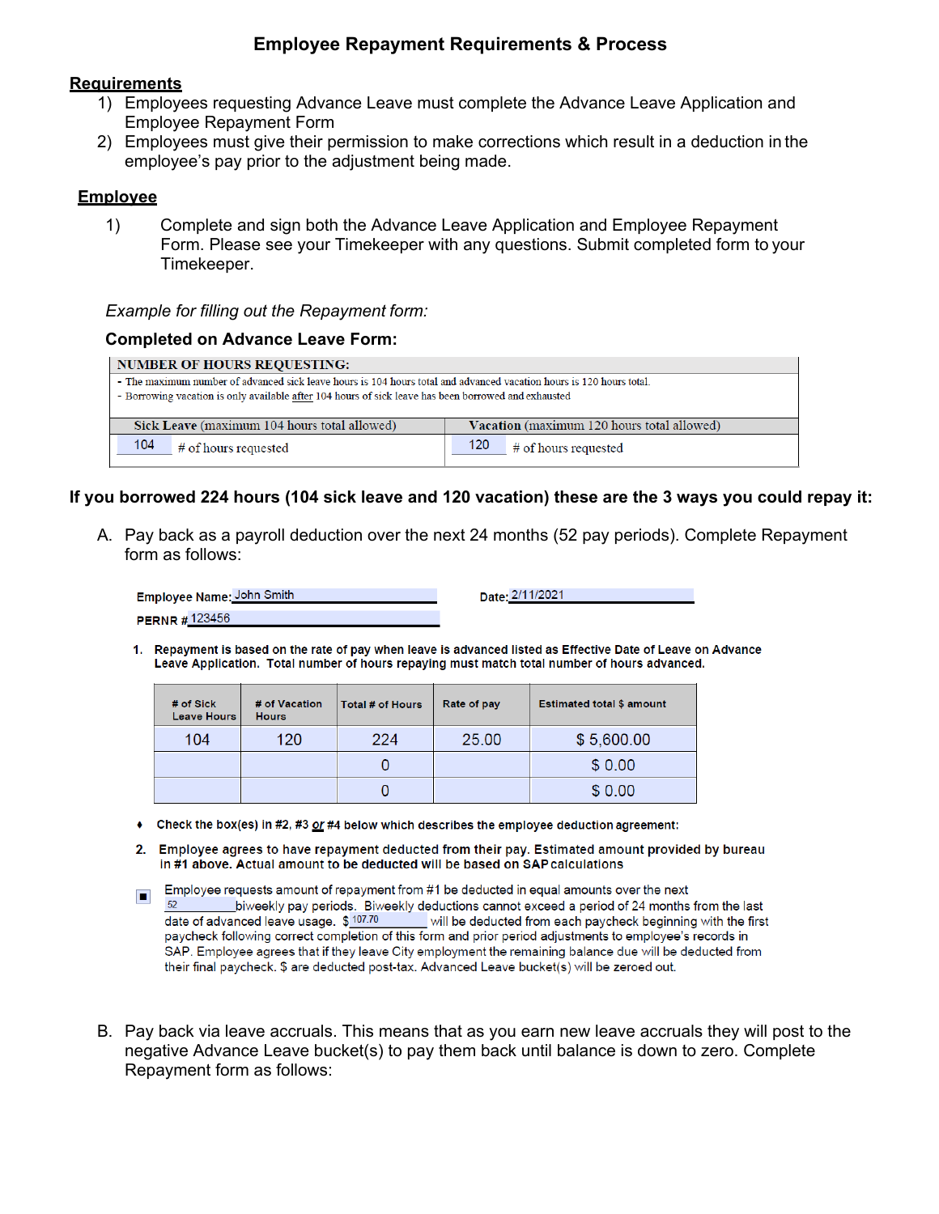# Employee Repayment Requirements & Process

**Requirements**

1) Employees requesting Advance Leave must complete the Advance Leave Application and Employee Repayment Form
2) Employees must give their permission to make corrections which result in a deduction in the employee's pay prior to the adjustment being made.

**Employee**

1) Complete and sign both the Advance Leave Application and Employee Repayment Form. Please see your Timekeeper with any questions. Submit completed form to your Timekeeper.

*Example for filling out the Repayment form:*

**Completed on Advance Leave Form:**

| NUMBER OF HOURS REQUESTING: | |
|---|---|
| - The maximum number of advanced sick leave hours is 104 hours total and advanced vacation hours is 120 hours total.<br>- Borrowing vacation is only available after 104 hours of sick leave has been borrowed and exhausted | |
| **Sick Leave** (maximum 104 hours total allowed) | **Vacation** (maximum 120 hours total allowed) |
| 104 # of hours requested | 120 # of hours requested |

**If you borrowed 224 hours (104 sick leave and 120 vacation) these are the 3 ways you could repay it:**

A. Pay back as a payroll deduction over the next 24 months (52 pay periods). Complete Repayment form as follows:

**Employee Name:** John Smith **Date:** 2/11/2021

**PERNR #** 123456

1. **Repayment is based on the rate of pay when leave is advanced listed as Effective Date of Leave on Advance Leave Application. Total number of hours repaying must match total number of hours advanced.**

| # of Sick Leave Hours | # of Vacation Hours | Total # of Hours | Rate of pay | Estimated total $ amount |
|---|---|---|---|---|
| 104 | 120 | 224 | 25.00 | $ 5,600.00 |
| | | 0 | | $ 0.00 |
| | | 0 | | $ 0.00 |

- **Check the box(es) in #2, #3 or #4 below which describes the employee deduction agreement:**

2. **Employee agrees to have repayment deducted from their pay. Estimated amount provided by bureau in #1 above. Actual amount to be deducted will be based on SAP calculations**

■ Employee requests amount of repayment from #1 be deducted in equal amounts over the next 52 biweekly pay periods. Biweekly deductions cannot exceed a period of 24 months from the last date of advanced leave usage. $ 107.70 will be deducted from each paycheck beginning with the first paycheck following correct completion of this form and prior period adjustments to employee's records in SAP. Employee agrees that if they leave City employment the remaining balance due will be deducted from their final paycheck. $ are deducted post-tax. Advanced Leave bucket(s) will be zeroed out.

B. Pay back via leave accruals. This means that as you earn new leave accruals they will post to the negative Advance Leave bucket(s) to pay them back until balance is down to zero. Complete Repayment form as follows: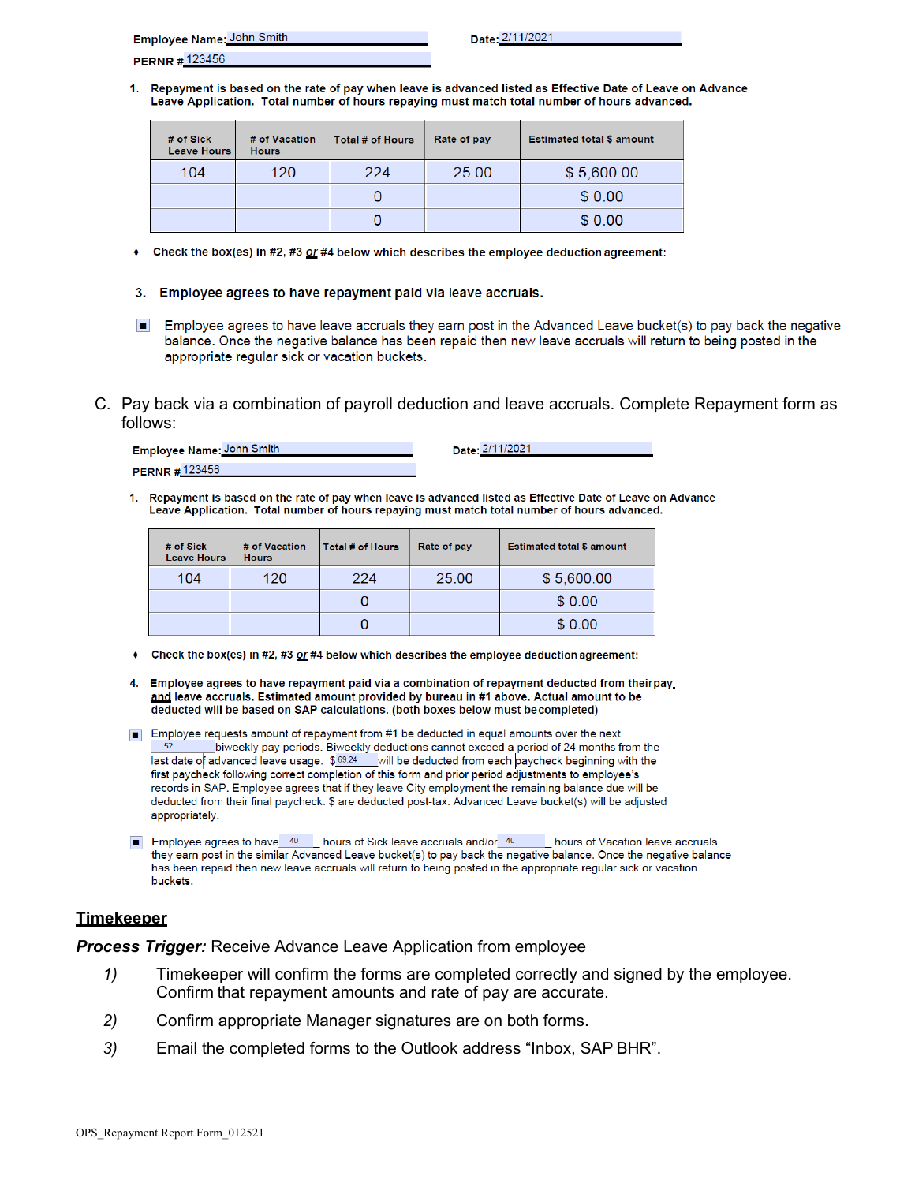**Employee Name:** John Smith **Date:** 2/11/2021

**PERNR #** 123456

1. **Repayment is based on the rate of pay when leave is advanced listed as Effective Date of Leave on Advance Leave Application. Total number of hours repaying must match total number of hours advanced.**

| # of Sick Leave Hours | # of Vacation Hours | Total # of Hours | Rate of pay | Estimated total $ amount |
|---|---|---|---|---|
| 104 | 120 | 224 | 25.00 | $ 5,600.00 |
| | | 0 | | $ 0.00 |
| | | 0 | | $ 0.00 |

- **Check the box(es) in #2, #3 *or* #4 below which describes the employee deduction agreement:**

3. **Employee agrees to have repayment paid via leave accruals.**

■ Employee agrees to have leave accruals they earn post in the Advanced Leave bucket(s) to pay back the negative balance. Once the negative balance has been repaid then new leave accruals will return to being posted in the appropriate regular sick or vacation buckets.

C. Pay back via a combination of payroll deduction and leave accruals. Complete Repayment form as follows:

**Employee Name:** John Smith **Date:** 2/11/2021

**PERNR #** 123456

1. **Repayment is based on the rate of pay when leave is advanced listed as Effective Date of Leave on Advance Leave Application. Total number of hours repaying must match total number of hours advanced.**

| # of Sick Leave Hours | # of Vacation Hours | Total # of Hours | Rate of pay | Estimated total $ amount |
|---|---|---|---|---|
| 104 | 120 | 224 | 25.00 | $ 5,600.00 |
| | | 0 | | $ 0.00 |
| | | 0 | | $ 0.00 |

- **Check the box(es) in #2, #3 *or* #4 below which describes the employee deduction agreement:**

4. **Employee agrees to have repayment paid via a combination of repayment deducted from their pay, and leave accruals. Estimated amount provided by bureau in #1 above. Actual amount to be deducted will be based on SAP calculations. (both boxes below must be completed)**

■ Employee requests amount of repayment from #1 be deducted in equal amounts over the next 52 biweekly pay periods. Biweekly deductions cannot exceed a period of 24 months from the last date of advanced leave usage. $ 69.24 will be deducted from each paycheck beginning with the first paycheck following correct completion of this form and prior period adjustments to employee's records in SAP. Employee agrees that if they leave City employment the remaining balance due will be deducted from their final paycheck. $ are deducted post-tax. Advanced Leave bucket(s) will be adjusted appropriately.

■ Employee agrees to have 40 hours of Sick leave accruals and/or 40 hours of Vacation leave accruals they earn post in the similar Advanced Leave bucket(s) to pay back the negative balance. Once the negative balance has been repaid then new leave accruals will return to being posted in the appropriate regular sick or vacation buckets.

## Timekeeper

***Process Trigger:*** Receive Advance Leave Application from employee

1) Timekeeper will confirm the forms are completed correctly and signed by the employee. Confirm that repayment amounts and rate of pay are accurate.
2) Confirm appropriate Manager signatures are on both forms.
3) Email the completed forms to the Outlook address "Inbox, SAP BHR".

OPS_Repayment Report Form_012521